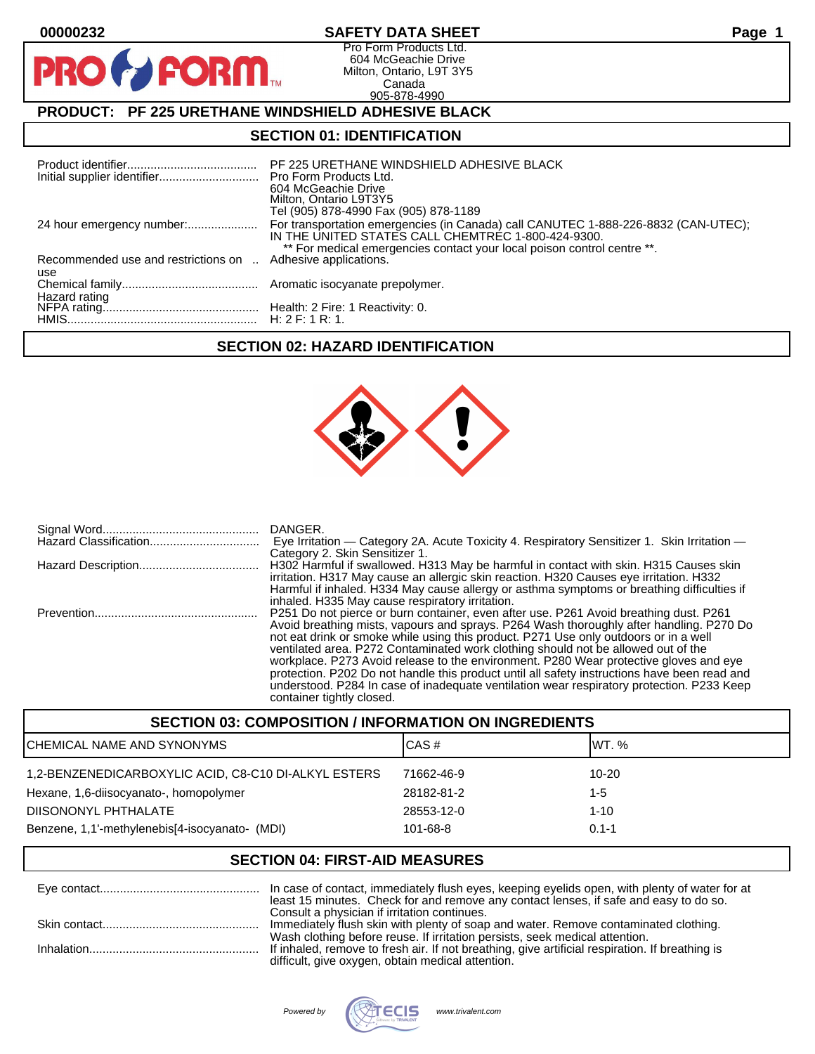00000232

# SAFETY DATA SHEET

Pro Form Products Ltd.
604 McGeachie Drive
Milton, Ontario, L9T 3Y5
Canada
905-878-4990

## PRODUCT: PF 225 URETHANE WINDSHIELD ADHESIVE BLACK

## SECTION 01: IDENTIFICATION

| | |
|---|---|
| Product identifier | PF 225 URETHANE WINDSHIELD ADHESIVE BLACK |
| Initial supplier identifier | Pro Form Products Ltd.<br>604 McGeachie Drive<br>Milton, Ontario L9T3Y5<br>Tel (905) 878-4990 Fax (905) 878-1189 |
| 24 hour emergency number: | For transportation emergencies (in Canada) call CANUTEC 1-888-226-8832 (CAN-UTEC); IN THE UNITED STATES CALL CHEMTREC 1-800-424-9300.<br>** For medical emergencies contact your local poison control centre **. |
| Recommended use and restrictions on use | Adhesive applications. |
| Chemical family | Aromatic isocyanate prepolymer. |
| Hazard rating | |
| NFPA rating | Health: 2 Fire: 1 Reactivity: 0. |
| HMIS | H: 2 F: 1 R: 1. |

## SECTION 02: HAZARD IDENTIFICATION

| | |
|---|---|
| Signal Word | DANGER. |
| Hazard Classification | Eye Irritation — Category 2A. Acute Toxicity 4. Respiratory Sensitizer 1. Skin Irritation — Category 2. Skin Sensitizer 1. |
| Hazard Description | H302 Harmful if swallowed. H313 May be harmful in contact with skin. H315 Causes skin irritation. H317 May cause an allergic skin reaction. H320 Causes eye irritation. H332 Harmful if inhaled. H334 May cause allergy or asthma symptoms or breathing difficulties if inhaled. H335 May cause respiratory irritation. |
| Prevention | P251 Do not pierce or burn container, even after use. P261 Avoid breathing dust. P261 Avoid breathing mists, vapours and sprays. P264 Wash thoroughly after handling. P270 Do not eat drink or smoke while using this product. P271 Use only outdoors or in a well ventilated area. P272 Contaminated work clothing should not be allowed out of the workplace. P273 Avoid release to the environment. P280 Wear protective gloves and eye protection. P202 Do not handle this product until all safety instructions have been read and understood. P284 In case of inadequate ventilation wear respiratory protection. P233 Keep container tightly closed. |

## SECTION 03: COMPOSITION / INFORMATION ON INGREDIENTS

| CHEMICAL NAME AND SYNONYMS | CAS # | WT. % |
|---|---|---|
| 1,2-BENZENEDICARBOXYLIC ACID, C8-C10 DI-ALKYL ESTERS | 71662-46-9 | 10-20 |
| Hexane, 1,6-diisocyanato-, homopolymer | 28182-81-2 | 1-5 |
| DIISONONYL PHTHALATE | 28553-12-0 | 1-10 |
| Benzene, 1,1'-methylenebis[4-isocyanato- (MDI) | 101-68-8 | 0.1-1 |

## SECTION 04: FIRST-AID MEASURES

| | |
|---|---|
| Eye contact | In case of contact, immediately flush eyes, keeping eyelids open, with plenty of water for at least 15 minutes. Check for and remove any contact lenses, if safe and easy to do so. Consult a physician if irritation continues. |
| Skin contact | Immediately flush skin with plenty of soap and water. Remove contaminated clothing. Wash clothing before reuse. If irritation persists, seek medical attention. |
| Inhalation | If inhaled, remove to fresh air. If not breathing, give artificial respiration. If breathing is difficult, give oxygen, obtain medical attention. |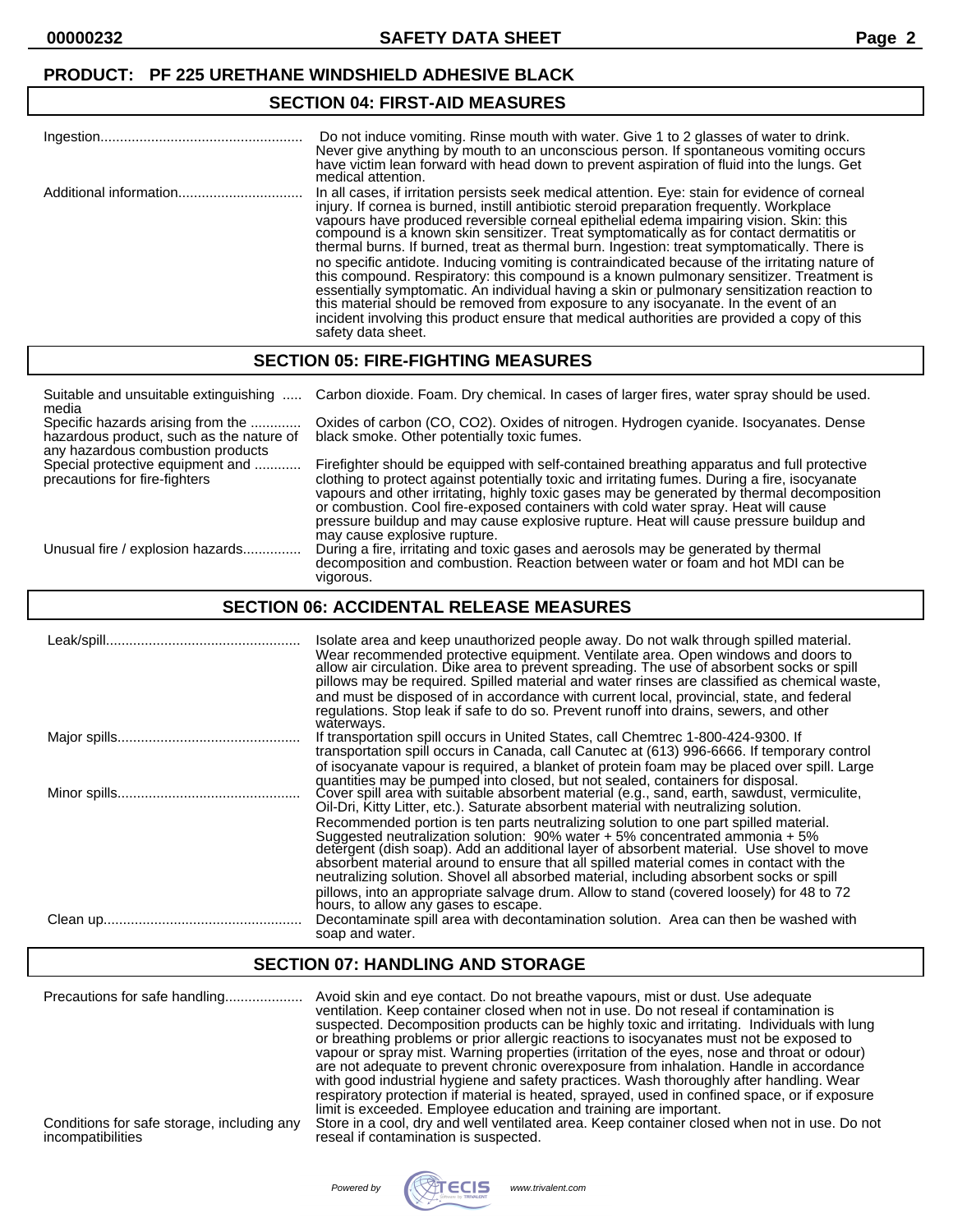**PRODUCT: PF 225 URETHANE WINDSHIELD ADHESIVE BLACK**

## SECTION 04: FIRST-AID MEASURES

| | |
|---|---|
| Ingestion | Do not induce vomiting. Rinse mouth with water. Give 1 to 2 glasses of water to drink. Never give anything by mouth to an unconscious person. If spontaneous vomiting occurs have victim lean forward with head down to prevent aspiration of fluid into the lungs. Get medical attention. |
| Additional information | In all cases, if irritation persists seek medical attention. Eye: stain for evidence of corneal injury. If cornea is burned, instill antibiotic steroid preparation frequently. Workplace vapours have produced reversible corneal epithelial edema impairing vision. Skin: this compound is a known skin sensitizer. Treat symptomatically as for contact dermatitis or thermal burns. If burned, treat as thermal burn. Ingestion: treat symptomatically. There is no specific antidote. Inducing vomiting is contraindicated because of the irritating nature of this compound. Respiratory: this compound is a known pulmonary sensitizer. Treatment is essentially symptomatic. An individual having a skin or pulmonary sensitization reaction to this material should be removed from exposure to any isocyanate. In the event of an incident involving this product ensure that medical authorities are provided a copy of this safety data sheet. |

## SECTION 05: FIRE-FIGHTING MEASURES

| | |
|---|---|
| Suitable and unsuitable extinguishing media | Carbon dioxide. Foam. Dry chemical. In cases of larger fires, water spray should be used. |
| Specific hazards arising from the hazardous product, such as the nature of any hazardous combustion products | Oxides of carbon (CO, CO2). Oxides of nitrogen. Hydrogen cyanide. Isocyanates. Dense black smoke. Other potentially toxic fumes. |
| Special protective equipment and precautions for fire-fighters | Firefighter should be equipped with self-contained breathing apparatus and full protective clothing to protect against potentially toxic and irritating fumes. During a fire, isocyanate vapours and other irritating, highly toxic gases may be generated by thermal decomposition or combustion. Cool fire-exposed containers with cold water spray. Heat will cause pressure buildup and may cause explosive rupture. Heat will cause pressure buildup and may cause explosive rupture. |
| Unusual fire / explosion hazards | During a fire, irritating and toxic gases and aerosols may be generated by thermal decomposition and combustion. Reaction between water or foam and hot MDI can be vigorous. |

## SECTION 06: ACCIDENTAL RELEASE MEASURES

| | |
|---|---|
| Leak/spill | Isolate area and keep unauthorized people away. Do not walk through spilled material. Wear recommended protective equipment. Ventilate area. Open windows and doors to allow air circulation. Dike area to prevent spreading. The use of absorbent socks or spill pillows may be required. Spilled material and water rinses are classified as chemical waste, and must be disposed of in accordance with current local, provincial, state, and federal regulations. Stop leak if safe to do so. Prevent runoff into drains, sewers, and other waterways. |
| Major spills | If transportation spill occurs in United States, call Chemtrec 1-800-424-9300. If transportation spill occurs in Canada, call Canutec at (613) 996-6666. If temporary control of isocyanate vapour is required, a blanket of protein foam may be placed over spill. Large quantities may be pumped into closed, but not sealed, containers for disposal. |
| Minor spills | Cover spill area with suitable absorbent material (e.g., sand, earth, sawdust, vermiculite, Oil-Dri, Kitty Litter, etc.). Saturate absorbent material with neutralizing solution. Recommended portion is ten parts neutralizing solution to one part spilled material. Suggested neutralization solution: 90% water + 5% concentrated ammonia + 5% detergent (dish soap). Add an additional layer of absorbent material. Use shovel to move absorbent material around to ensure that all spilled material comes in contact with the neutralizing solution. Shovel all absorbed material, including absorbent socks or spill pillows, into an appropriate salvage drum. Allow to stand (covered loosely) for 48 to 72 hours, to allow any gases to escape. |
| Clean up | Decontaminate spill area with decontamination solution. Area can then be washed with soap and water. |

## SECTION 07: HANDLING AND STORAGE

| | |
|---|---|
| Precautions for safe handling | Avoid skin and eye contact. Do not breathe vapours, mist or dust. Use adequate ventilation. Keep container closed when not in use. Do not reseal if contamination is suspected. Decomposition products can be highly toxic and irritating. Individuals with lung or breathing problems or prior allergic reactions to isocyanates must not be exposed to vapour or spray mist. Warning properties (irritation of the eyes, nose and throat or odour) are not adequate to prevent chronic overexposure from inhalation. Handle in accordance with good industrial hygiene and safety practices. Wash thoroughly after handling. Wear respiratory protection if material is heated, sprayed, used in confined space, or if exposure limit is exceeded. Employee education and training are important. |
| Conditions for safe storage, including any incompatibilities | Store in a cool, dry and well ventilated area. Keep container closed when not in use. Do not reseal if contamination is suspected. |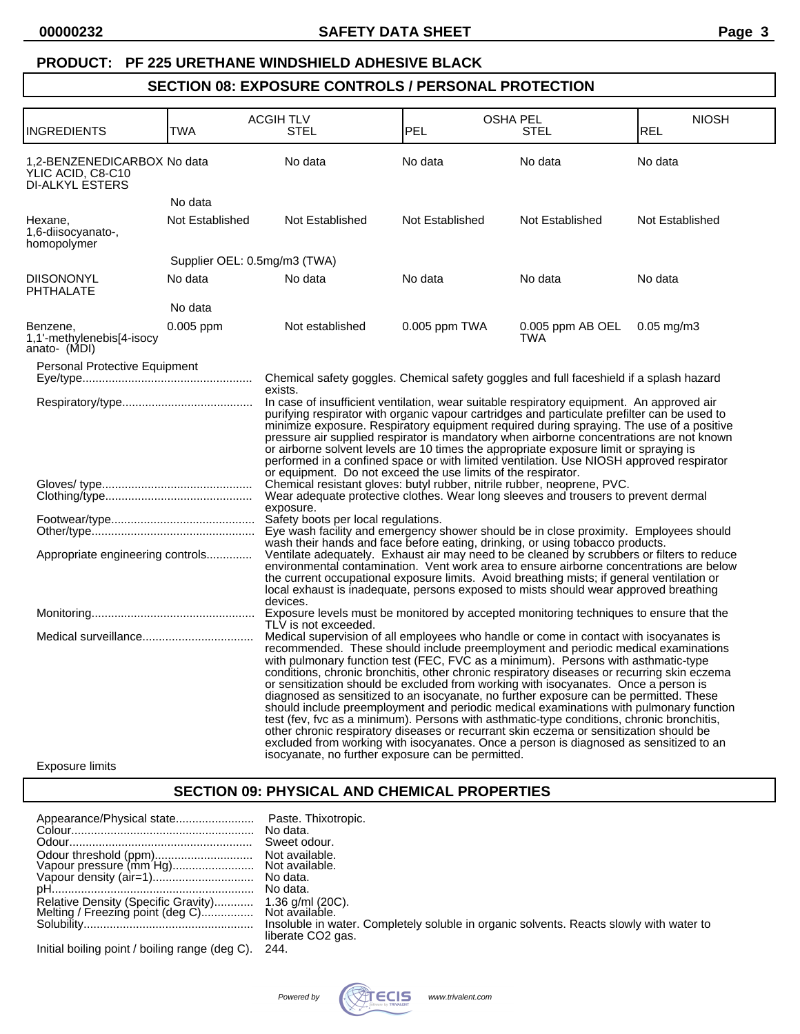**PRODUCT: PF 225 URETHANE WINDSHIELD ADHESIVE BLACK**

## SECTION 08: EXPOSURE CONTROLS / PERSONAL PROTECTION

| INGREDIENTS | ACGIH TLV TWA | ACGIH TLV STEL | OSHA PEL PEL | OSHA PEL STEL | NIOSH REL |
|---|---|---|---|---|---|
| 1,2-BENZENEDICARBOXYLIC ACID, C8-C10 DI-ALKYL ESTERS | No data | No data | No data | No data | No data |
| | No data | | | | |
| Hexane, 1,6-diisocyanato-, homopolymer | Not Established | Not Established | Not Established | Not Established | Not Established |
| | Supplier OEL: 0.5mg/m3 (TWA) | | | | |
| DIISONONYL PHTHALATE | No data | No data | No data | No data | No data |
| | No data | | | | |
| Benzene, 1,1'-methylenebis[4-isocyanato- (MDI) | 0.005 ppm | Not established | 0.005 ppm TWA | 0.005 ppm AB OEL TWA | 0.05 mg/m3 |

Personal Protective Equipment

Eye/type: Chemical safety goggles. Chemical safety goggles and full faceshield if a splash hazard exists.

Respiratory/type: In case of insufficient ventilation, wear suitable respiratory equipment. An approved air purifying respirator with organic vapour cartridges and particulate prefilter can be used to minimize exposure. Respiratory equipment required during spraying. The use of a positive pressure air supplied respirator is mandatory when airborne concentrations are not known or airborne solvent levels are 10 times the appropriate exposure limit or spraying is performed in a confined space or with limited ventilation. Use NIOSH approved respirator or equipment. Do not exceed the use limits of the respirator.

Gloves/ type: Chemical resistant gloves: butyl rubber, nitrile rubber, neoprene, PVC.

Clothing/type: Wear adequate protective clothes. Wear long sleeves and trousers to prevent dermal exposure.

Footwear/type: Safety boots per local regulations.

Other/type: Eye wash facility and emergency shower should be in close proximity. Employees should wash their hands and face before eating, drinking, or using tobacco products.

Appropriate engineering controls: Ventilate adequately. Exhaust air may need to be cleaned by scrubbers or filters to reduce environmental contamination. Vent work area to ensure airborne concentrations are below the current occupational exposure limits. Avoid breathing mists; if general ventilation or local exhaust is inadequate, persons exposed to mists should wear approved breathing devices.

Monitoring: Exposure levels must be monitored by accepted monitoring techniques to ensure that the TLV is not exceeded.

Medical surveillance: Medical supervision of all employees who handle or come in contact with isocyanates is recommended. These should include preemployment and periodic medical examinations with pulmonary function test (FEC, FVC as a minimum). Persons with asthmatic-type conditions, chronic bronchitis, other chronic respiratory diseases or recurring skin eczema or sensitization should be excluded from working with isocyanates. Once a person is diagnosed as sensitized to an isocyanate, no further exposure can be permitted. These should include preemployment and periodic medical examinations with pulmonary function test (fev, fvc as a minimum). Persons with asthmatic-type conditions, chronic bronchitis, other chronic respiratory diseases or recurrant skin eczema or sensitization should be excluded from working with isocyanates. Once a person is diagnosed as sensitized to an isocyanate, no further exposure can be permitted.

Exposure limits

## SECTION 09: PHYSICAL AND CHEMICAL PROPERTIES

Appearance/Physical state: Paste. Thixotropic.
Colour: No data.
Odour: Sweet odour.
Odour threshold (ppm): Not available.
Vapour pressure (mm Hg): Not available.
Vapour density (air=1): No data.
pH: No data.
Relative Density (Specific Gravity): 1.36 g/ml (20C).
Melting / Freezing point (deg C): Not available.
Solubility: Insoluble in water. Completely soluble in organic solvents. Reacts slowly with water to liberate $CO_2$ gas.
Initial boiling point / boiling range (deg C): 244.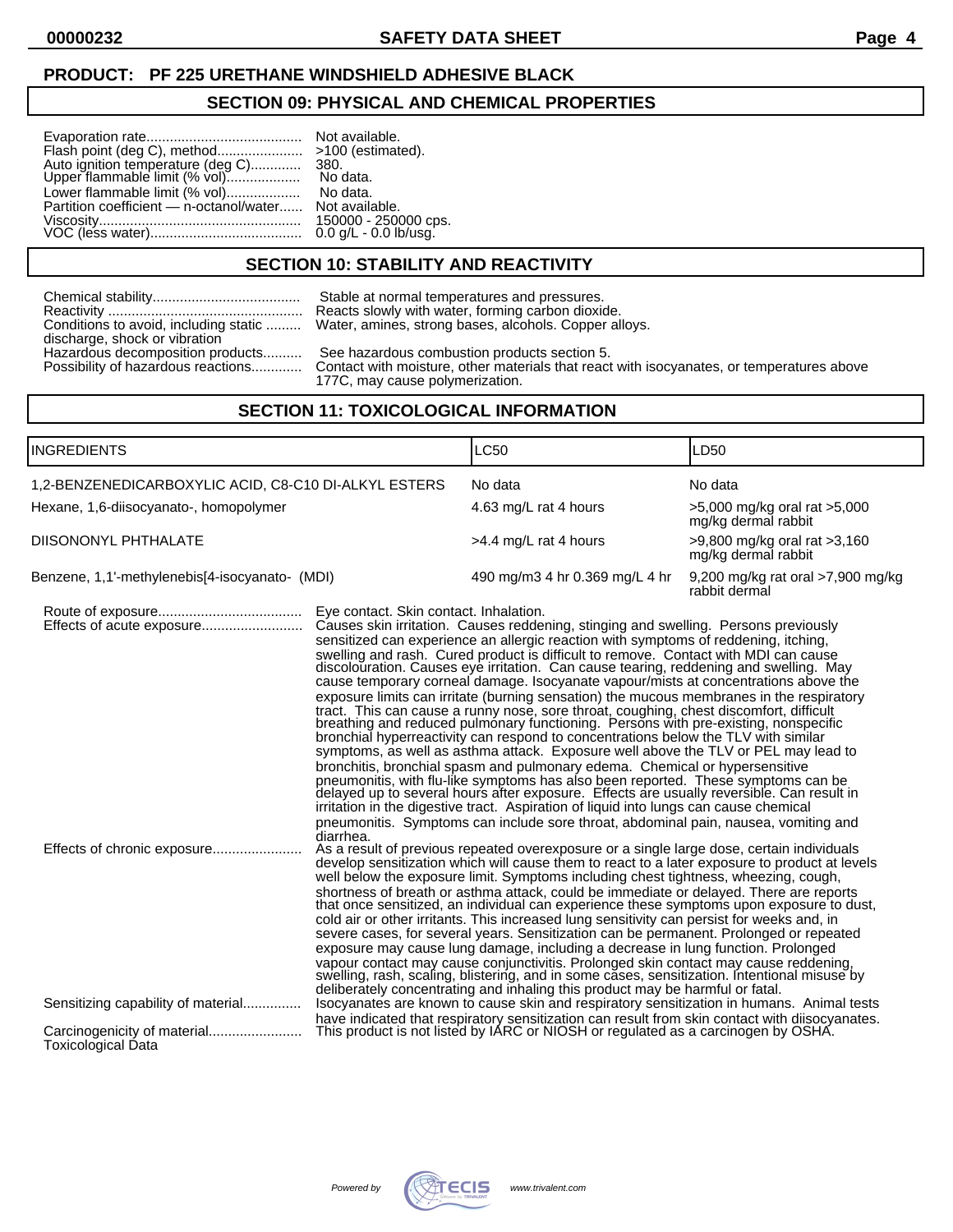**PRODUCT: PF 225 URETHANE WINDSHIELD ADHESIVE BLACK**

## SECTION 09: PHYSICAL AND CHEMICAL PROPERTIES

| | |
|---|---|
| Evaporation rate | Not available. |
| Flash point (deg C), method | >100 (estimated). |
| Auto ignition temperature (deg C) | 380. |
| Upper flammable limit (% vol) | No data. |
| Lower flammable limit (% vol) | No data. |
| Partition coefficient — n-octanol/water | Not available. |
| Viscosity | 150000 - 250000 cps. |
| VOC (less water) | 0.0 g/L - 0.0 lb/usg. |

## SECTION 10: STABILITY AND REACTIVITY

| | |
|---|---|
| Chemical stability | Stable at normal temperatures and pressures. |
| Reactivity | Reacts slowly with water, forming carbon dioxide. |
| Conditions to avoid, including static discharge, shock or vibration | Water, amines, strong bases, alcohols. Copper alloys. |
| Hazardous decomposition products | See hazardous combustion products section 5. |
| Possibility of hazardous reactions | Contact with moisture, other materials that react with isocyanates, or temperatures above 177C, may cause polymerization. |

## SECTION 11: TOXICOLOGICAL INFORMATION

| INGREDIENTS | LC50 | LD50 |
|---|---|---|
| 1,2-BENZENEDICARBOXYLIC ACID, C8-C10 DI-ALKYL ESTERS | No data | No data |
| Hexane, 1,6-diisocyanato-, homopolymer | 4.63 mg/L rat 4 hours | >5,000 mg/kg oral rat >5,000 mg/kg dermal rabbit |
| DIISONONYL PHTHALATE | >4.4 mg/L rat 4 hours | >9,800 mg/kg oral rat >3,160 mg/kg dermal rabbit |
| Benzene, 1,1'-methylenebis[4-isocyanato- (MDI) | 490 mg/m3 4 hr 0.369 mg/L 4 hr | 9,200 mg/kg rat oral >7,900 mg/kg rabbit dermal |

**Route of exposure**: Eye contact. Skin contact. Inhalation.

**Effects of acute exposure**: Causes skin irritation. Causes reddening, stinging and swelling. Persons previously sensitized can experience an allergic reaction with symptoms of reddening, itching, swelling and rash. Cured product is difficult to remove. Contact with MDI can cause discolouration. Causes eye irritation. Can cause tearing, reddening and swelling. May cause temporary corneal damage. Isocyanate vapour/mists at concentrations above the exposure limits can irritate (burning sensation) the mucous membranes in the respiratory tract. This can cause a runny nose, sore throat, coughing, chest discomfort, difficult breathing and reduced pulmonary functioning. Persons with pre-existing, nonspecific bronchial hyperreactivity can respond to concentrations below the TLV with similar symptoms, as well as asthma attack. Exposure well above the TLV or PEL may lead to bronchitis, bronchial spasm and pulmonary edema. Chemical or hypersensitive pneumonitis, with flu-like symptoms has also been reported. These symptoms can be delayed up to several hours after exposure. Effects are usually reversible. Can result in irritation in the digestive tract. Aspiration of liquid into lungs can cause chemical pneumonitis. Symptoms can include sore throat, abdominal pain, nausea, vomiting and diarrhea.

**Effects of chronic exposure**: As a result of previous repeated overexposure or a single large dose, certain individuals develop sensitization which will cause them to react to a later exposure to product at levels well below the exposure limit. Symptoms including chest tightness, wheezing, cough, shortness of breath or asthma attack, could be immediate or delayed. There are reports that once sensitized, an individual can experience these symptoms upon exposure to dust, cold air or other irritants. This increased lung sensitivity can persist for weeks and, in severe cases, for several years. Sensitization can be permanent. Prolonged or repeated exposure may cause lung damage, including a decrease in lung function. Prolonged vapour contact may cause conjunctivitis. Prolonged skin contact may cause reddening, swelling, rash, scaling, blistering, and in some cases, sensitization. Intentional misuse by deliberately concentrating and inhaling this product may be harmful or fatal.

**Sensitizing capability of material**: Isocyanates are known to cause skin and respiratory sensitization in humans. Animal tests have indicated that respiratory sensitization can result from skin contact with diisocyanates.

**Carcinogenicity of material**: This product is not listed by IARC or NIOSH or regulated as a carcinogen by OSHA.

**Toxicological Data**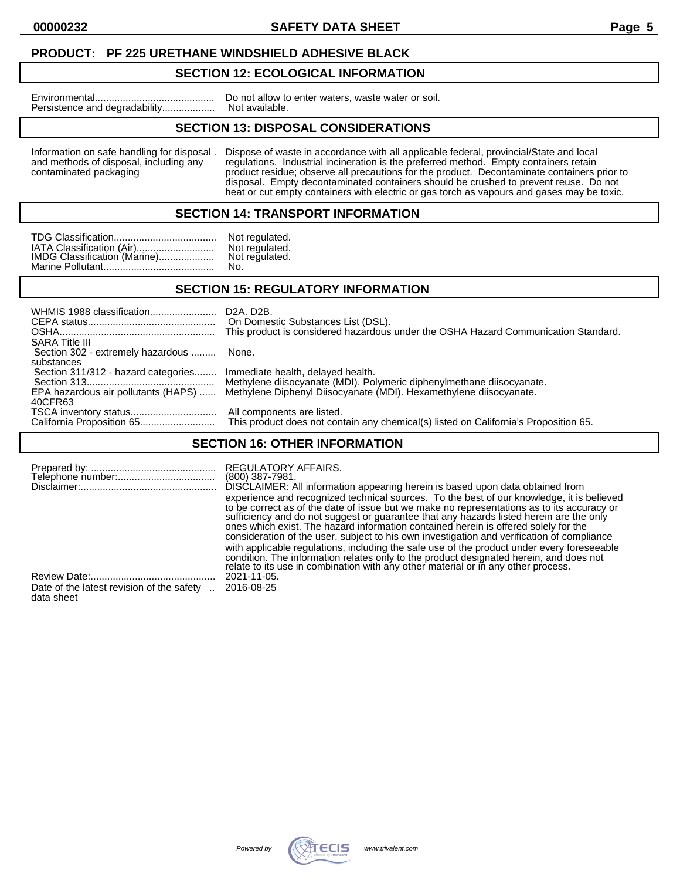**PRODUCT: PF 225 URETHANE WINDSHIELD ADHESIVE BLACK**

## SECTION 12: ECOLOGICAL INFORMATION

Environmental........................................... Do not allow to enter waters, waste water or soil.
Persistence and degradability................... Not available.

## SECTION 13: DISPOSAL CONSIDERATIONS

Information on safe handling for disposal . and methods of disposal, including any contaminated packaging
Dispose of waste in accordance with all applicable federal, provincial/State and local regulations. Industrial incineration is the preferred method. Empty containers retain product residue; observe all precautions for the product. Decontaminate containers prior to disposal. Empty decontaminated containers should be crushed to prevent reuse. Do not heat or cut empty containers with electric or gas torch as vapours and gases may be toxic.

## SECTION 14: TRANSPORT INFORMATION

TDG Classification..................................... Not regulated.
IATA Classification (Air)............................ Not regulated.
IMDG Classification (Marine).................... Not regulated.
Marine Pollutant........................................ No.

## SECTION 15: REGULATORY INFORMATION

WHMIS 1988 classification........................ D2A. D2B.
CEPA status............................................. On Domestic Substances List (DSL).
OSHA........................................................ This product is considered hazardous under the OSHA Hazard Communication Standard.
SARA Title III
Section 302 - extremely hazardous ......... substances None.
Section 311/312 - hazard categories........ Immediate health, delayed health.
Section 313.............................................. Methylene diisocyanate (MDI). Polymeric diphenylmethane diisocyanate.
EPA hazardous air pollutants (HAPS) ...... 40CFR63 Methylene Diphenyl Diisocyanate (MDI). Hexamethylene diisocyanate.
TSCA inventory status............................... All components are listed.
California Proposition 65........................... This product does not contain any chemical(s) listed on California's Proposition 65.

## SECTION 16: OTHER INFORMATION

Prepared by: ............................................. REGULATORY AFFAIRS.
Telephone number:................................... (800) 387-7981.
Disclaimer:................................................. DISCLAIMER: All information appearing herein is based upon data obtained from experience and recognized technical sources. To the best of our knowledge, it is believed to be correct as of the date of issue but we make no representations as to its accuracy or sufficiency and do not suggest or guarantee that any hazards listed herein are the only ones which exist. The hazard information contained herein is offered solely for the consideration of the user, subject to his own investigation and verification of compliance with applicable regulations, including the safe use of the product under every foreseeable condition. The information relates only to the product designated herein, and does not relate to its use in combination with any other material or in any other process.
Review Date:............................................. 2021-11-05.
Date of the latest revision of the safety .. data sheet 2016-08-25